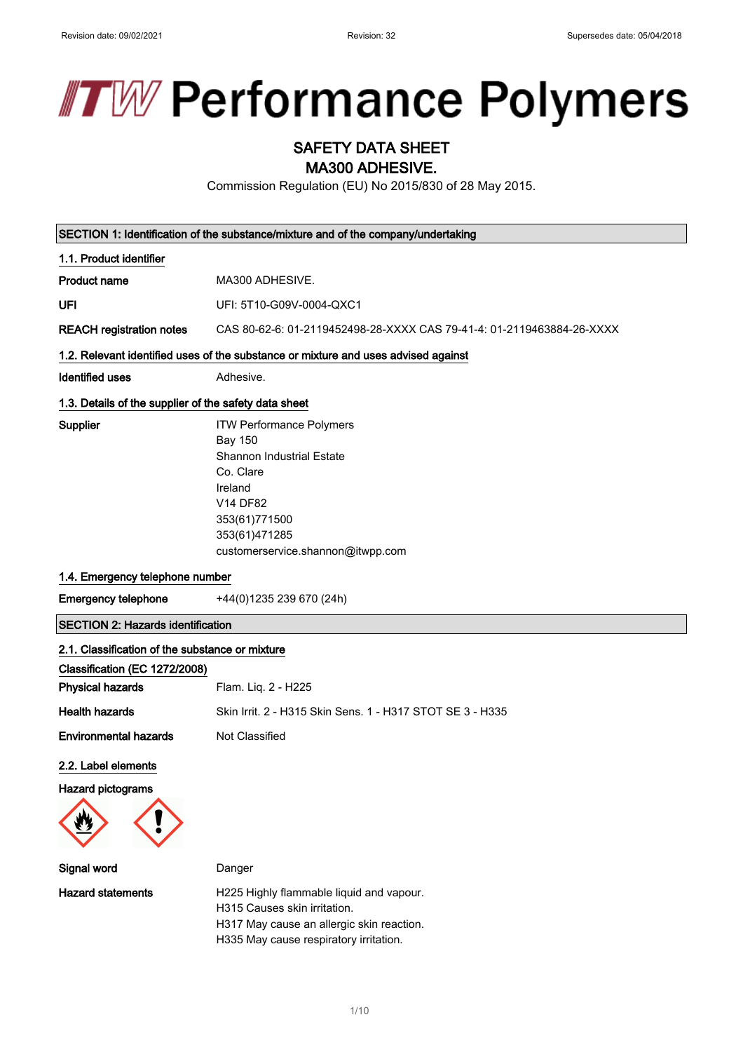Revision date: 09/02/2021 Revision: 32 Supersedes date: 05/04/2018

# ITW Performance Polymers

## SAFETY DATA SHEET
## MA300 ADHESIVE.

Commission Regulation (EU) No 2015/830 of 28 May 2015.

## SECTION 1: Identification of the substance/mixture and of the company/undertaking

### 1.1. Product identifier

| | |
|---|---|
| **Product name** | MA300 ADHESIVE. |
| **UFI** | UFI: 5T10-G09V-0004-QXC1 |
| **REACH registration notes** | CAS 80-62-6: 01-2119452498-28-XXXX CAS 79-41-4: 01-2119463884-26-XXXX |

### 1.2. Relevant identified uses of the substance or mixture and uses advised against

| | |
|---|---|
| **Identified uses** | Adhesive. |

### 1.3. Details of the supplier of the safety data sheet

**Supplier**

ITW Performance Polymers
Bay 150
Shannon Industrial Estate
Co. Clare
Ireland
V14 DF82
353(61)771500
353(61)471285
customerservice.shannon@itwpp.com

### 1.4. Emergency telephone number

| | |
|---|---|
| **Emergency telephone** | +44(0)1235 239 670 (24h) |

## SECTION 2: Hazards identification

### 2.1. Classification of the substance or mixture

**Classification (EC 1272/2008)**

| | |
|---|---|
| **Physical hazards** | Flam. Liq. 2 - H225 |
| **Health hazards** | Skin Irrit. 2 - H315 Skin Sens. 1 - H317 STOT SE 3 - H335 |
| **Environmental hazards** | Not Classified |

### 2.2. Label elements

**Hazard pictograms**

| | |
|---|---|
| **Signal word** | Danger |
| **Hazard statements** | H225 Highly flammable liquid and vapour.<br>H315 Causes skin irritation.<br>H317 May cause an allergic skin reaction.<br>H335 May cause respiratory irritation. |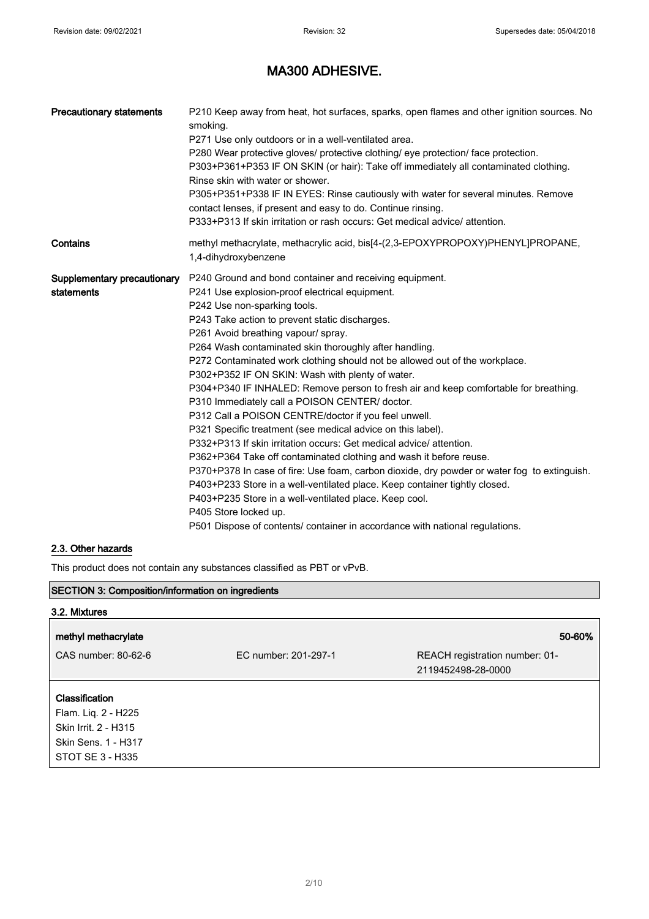| | |
|---|---|
| **Precautionary statements** | P210 Keep away from heat, hot surfaces, sparks, open flames and other ignition sources. No smoking.<br>P271 Use only outdoors or in a well-ventilated area.<br>P280 Wear protective gloves/ protective clothing/ eye protection/ face protection.<br>P303+P361+P353 IF ON SKIN (or hair): Take off immediately all contaminated clothing. Rinse skin with water or shower.<br>P305+P351+P338 IF IN EYES: Rinse cautiously with water for several minutes. Remove contact lenses, if present and easy to do. Continue rinsing.<br>P333+P313 If skin irritation or rash occurs: Get medical advice/ attention. |
| **Contains** | methyl methacrylate, methacrylic acid, bis[4-(2,3-EPOXYPROPOXY)PHENYL]PROPANE, 1,4-dihydroxybenzene |
| **Supplementary precautionary statements** | P240 Ground and bond container and receiving equipment.<br>P241 Use explosion-proof electrical equipment.<br>P242 Use non-sparking tools.<br>P243 Take action to prevent static discharges.<br>P261 Avoid breathing vapour/ spray.<br>P264 Wash contaminated skin thoroughly after handling.<br>P272 Contaminated work clothing should not be allowed out of the workplace.<br>P302+P352 IF ON SKIN: Wash with plenty of water.<br>P304+P340 IF INHALED: Remove person to fresh air and keep comfortable for breathing.<br>P310 Immediately call a POISON CENTER/ doctor.<br>P312 Call a POISON CENTRE/doctor if you feel unwell.<br>P321 Specific treatment (see medical advice on this label).<br>P332+P313 If skin irritation occurs: Get medical advice/ attention.<br>P362+P364 Take off contaminated clothing and wash it before reuse.<br>P370+P378 In case of fire: Use foam, carbon dioxide, dry powder or water fog to extinguish.<br>P403+P233 Store in a well-ventilated place. Keep container tightly closed.<br>P403+P235 Store in a well-ventilated place. Keep cool.<br>P405 Store locked up.<br>P501 Dispose of contents/ container in accordance with national regulations. |

### 2.3. Other hazards

This product does not contain any substances classified as PBT or vPvB.

## SECTION 3: Composition/information on ingredients

### 3.2. Mixtures

| **methyl methacrylate** | | **50-60%** |
|---|---|---|
| CAS number: 80-62-6 | EC number: 201-297-1 | REACH registration number: 01-2119452498-28-0000 |

**Classification**
Flam. Liq. 2 - H225
Skin Irrit. 2 - H315
Skin Sens. 1 - H317
STOT SE 3 - H335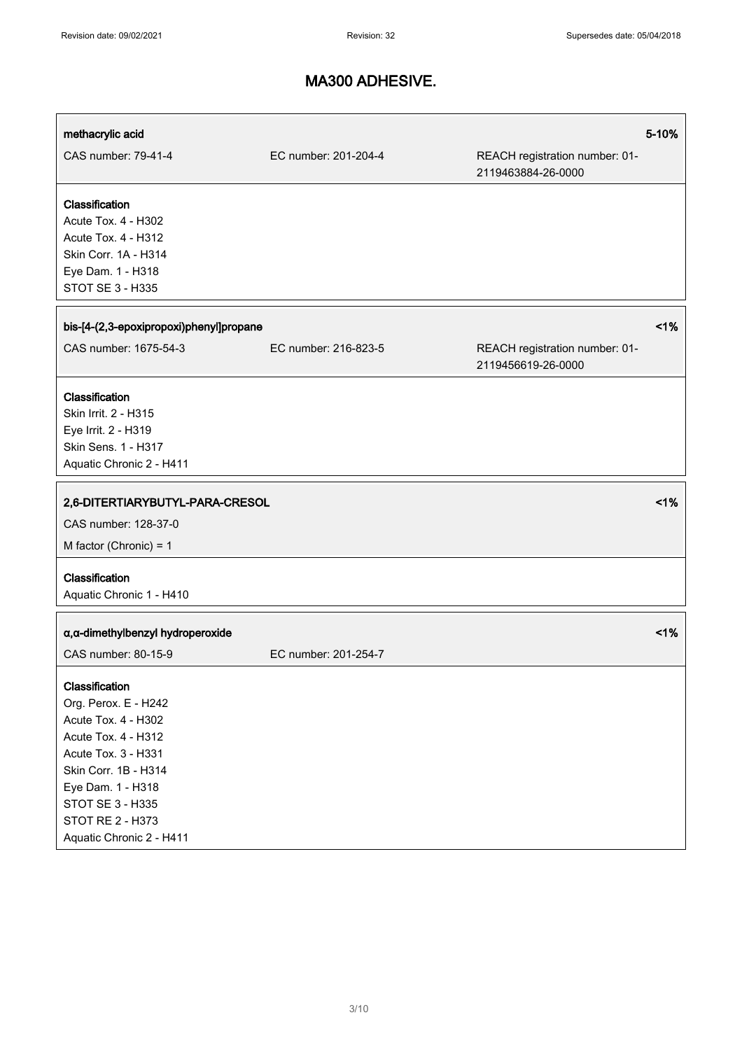# MA300 ADHESIVE.

| methacrylic acid | | 5-10% |
|---|---|---|
| CAS number: 79-41-4 | EC number: 201-204-4 | REACH registration number: 01-2119463884-26-0000 |

**Classification**
Acute Tox. 4 - H302
Acute Tox. 4 - H312
Skin Corr. 1A - H314
Eye Dam. 1 - H318
STOT SE 3 - H335

| bis-[4-(2,3-epoxipropoxi)phenyl]propane | | <1% |
|---|---|---|
| CAS number: 1675-54-3 | EC number: 216-823-5 | REACH registration number: 01-2119456619-26-0000 |

**Classification**
Skin Irrit. 2 - H315
Eye Irrit. 2 - H319
Skin Sens. 1 - H317
Aquatic Chronic 2 - H411

| 2,6-DITERTIARYBUTYL-PARA-CRESOL | <1% |
|---|---|
| CAS number: 128-37-0 | |
| M factor (Chronic) = 1 | |

**Classification**
Aquatic Chronic 1 - H410

| α,α-dimethylbenzyl hydroperoxide | | <1% |
|---|---|---|
| CAS number: 80-15-9 | EC number: 201-254-7 | |

**Classification**
Org. Perox. E - H242
Acute Tox. 4 - H302
Acute Tox. 4 - H312
Acute Tox. 3 - H331
Skin Corr. 1B - H314
Eye Dam. 1 - H318
STOT SE 3 - H335
STOT RE 2 - H373
Aquatic Chronic 2 - H411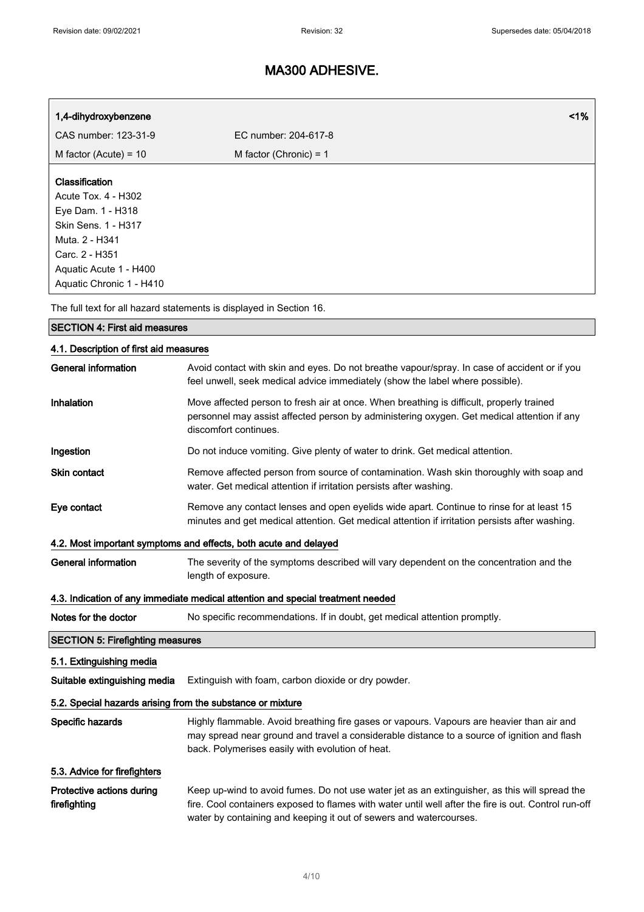# MA300 ADHESIVE.

| 1,4-dihydroxybenzene | <1% |
| --- | --- |
| CAS number: 123-31-9 | EC number: 204-617-8 |
| M factor (Acute) = 10 | M factor (Chronic) = 1 |

**Classification**
Acute Tox. 4 - H302
Eye Dam. 1 - H318
Skin Sens. 1 - H317
Muta. 2 - H341
Carc. 2 - H351
Aquatic Acute 1 - H400
Aquatic Chronic 1 - H410

The full text for all hazard statements is displayed in Section 16.

## SECTION 4: First aid measures

### 4.1. Description of first aid measures

**General information** Avoid contact with skin and eyes. Do not breathe vapour/spray. In case of accident or if you feel unwell, seek medical advice immediately (show the label where possible).

**Inhalation** Move affected person to fresh air at once. When breathing is difficult, properly trained personnel may assist affected person by administering oxygen. Get medical attention if any discomfort continues.

**Ingestion** Do not induce vomiting. Give plenty of water to drink. Get medical attention.

**Skin contact** Remove affected person from source of contamination. Wash skin thoroughly with soap and water. Get medical attention if irritation persists after washing.

**Eye contact** Remove any contact lenses and open eyelids wide apart. Continue to rinse for at least 15 minutes and get medical attention. Get medical attention if irritation persists after washing.

### 4.2. Most important symptoms and effects, both acute and delayed

**General information** The severity of the symptoms described will vary dependent on the concentration and the length of exposure.

### 4.3. Indication of any immediate medical attention and special treatment needed

**Notes for the doctor** No specific recommendations. If in doubt, get medical attention promptly.

## SECTION 5: Firefighting measures

### 5.1. Extinguishing media

**Suitable extinguishing media** Extinguish with foam, carbon dioxide or dry powder.

### 5.2. Special hazards arising from the substance or mixture

**Specific hazards** Highly flammable. Avoid breathing fire gases or vapours. Vapours are heavier than air and may spread near ground and travel a considerable distance to a source of ignition and flash back. Polymerises easily with evolution of heat.

### 5.3. Advice for firefighters

**Protective actions during firefighting** Keep up-wind to avoid fumes. Do not use water jet as an extinguisher, as this will spread the fire. Cool containers exposed to flames with water until well after the fire is out. Control run-off water by containing and keeping it out of sewers and watercourses.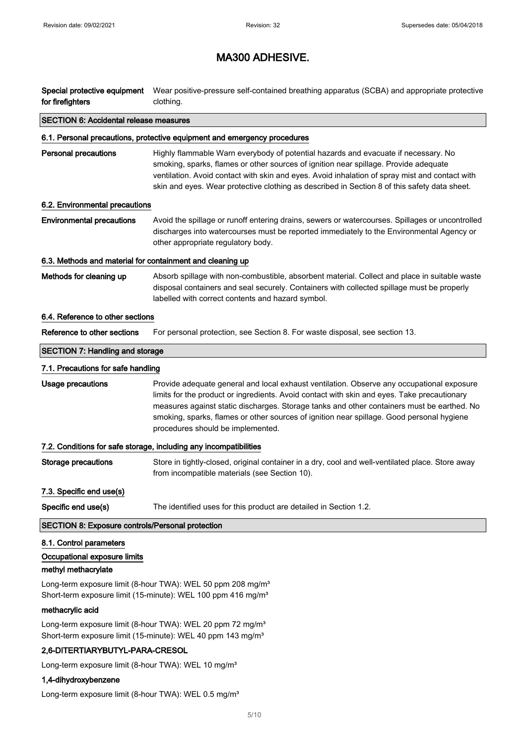Special protective equipment for firefighters: Wear positive-pressure self-contained breathing apparatus (SCBA) and appropriate protective clothing.

## SECTION 6: Accidental release measures

### 6.1. Personal precautions, protective equipment and emergency procedures

**Personal precautions**: Highly flammable Warn everybody of potential hazards and evacuate if necessary. No smoking, sparks, flames or other sources of ignition near spillage. Provide adequate ventilation. Avoid contact with skin and eyes. Avoid inhalation of spray mist and contact with skin and eyes. Wear protective clothing as described in Section 8 of this safety data sheet.

### 6.2. Environmental precautions

**Environmental precautions**: Avoid the spillage or runoff entering drains, sewers or watercourses. Spillages or uncontrolled discharges into watercourses must be reported immediately to the Environmental Agency or other appropriate regulatory body.

### 6.3. Methods and material for containment and cleaning up

**Methods for cleaning up**: Absorb spillage with non-combustible, absorbent material. Collect and place in suitable waste disposal containers and seal securely. Containers with collected spillage must be properly labelled with correct contents and hazard symbol.

### 6.4. Reference to other sections

**Reference to other sections**: For personal protection, see Section 8. For waste disposal, see section 13.

## SECTION 7: Handling and storage

### 7.1. Precautions for safe handling

**Usage precautions**: Provide adequate general and local exhaust ventilation. Observe any occupational exposure limits for the product or ingredients. Avoid contact with skin and eyes. Take precautionary measures against static discharges. Storage tanks and other containers must be earthed. No smoking, sparks, flames or other sources of ignition near spillage. Good personal hygiene procedures should be implemented.

### 7.2. Conditions for safe storage, including any incompatibilities

**Storage precautions**: Store in tightly-closed, original container in a dry, cool and well-ventilated place. Store away from incompatible materials (see Section 10).

### 7.3. Specific end use(s)

**Specific end use(s)**: The identified uses for this product are detailed in Section 1.2.

## SECTION 8: Exposure controls/Personal protection

### 8.1. Control parameters

**Occupational exposure limits**

**methyl methacrylate**

Long-term exposure limit (8-hour TWA): WEL 50 ppm 208 mg/m³
Short-term exposure limit (15-minute): WEL 100 ppm 416 mg/m³

**methacrylic acid**

Long-term exposure limit (8-hour TWA): WEL 20 ppm 72 mg/m³
Short-term exposure limit (15-minute): WEL 40 ppm 143 mg/m³

**2,6-DITERTIARYBUTYL-PARA-CRESOL**

Long-term exposure limit (8-hour TWA): WEL 10 mg/m³

**1,4-dihydroxybenzene**

Long-term exposure limit (8-hour TWA): WEL 0.5 mg/m³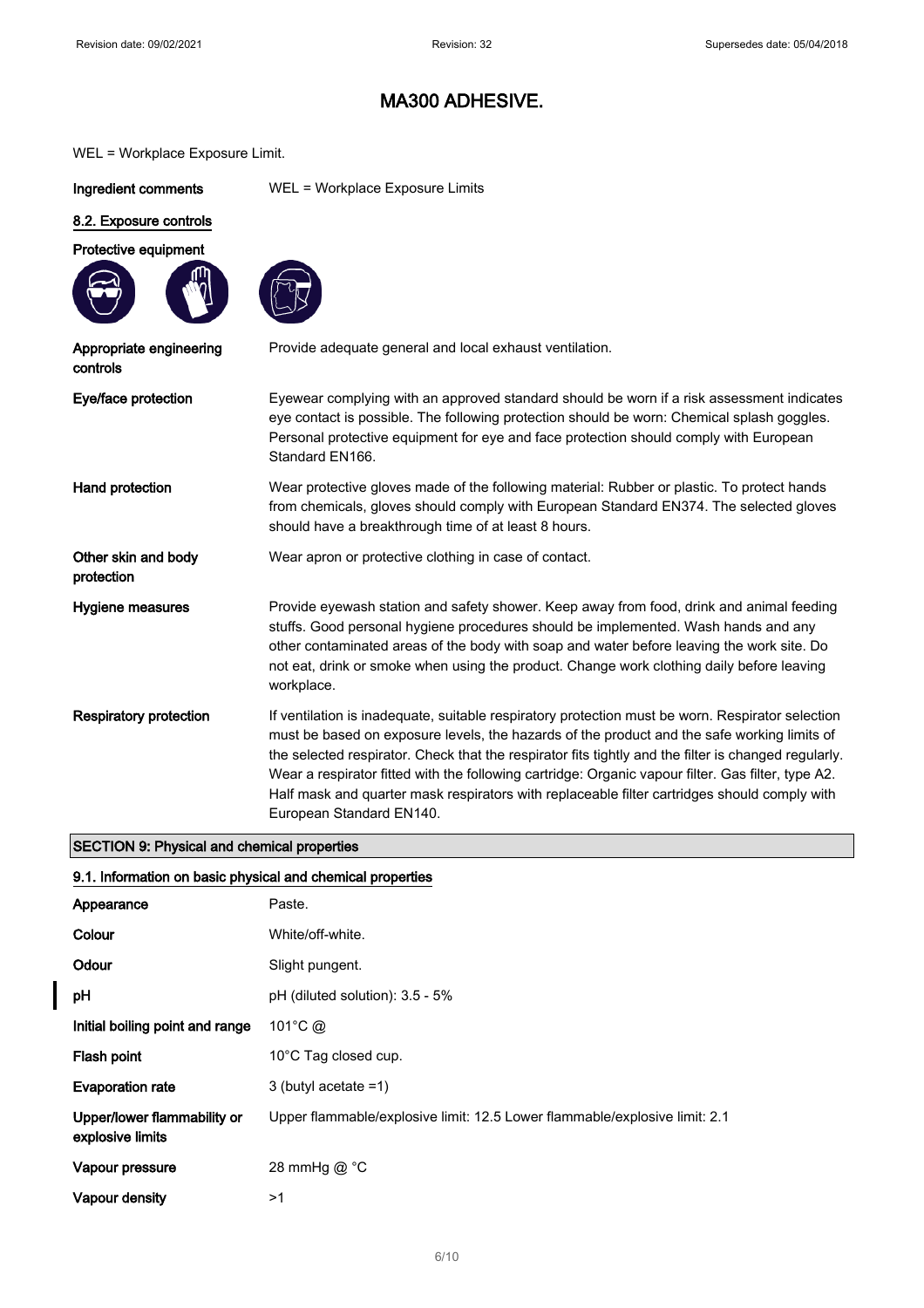# MA300 ADHESIVE.

WEL = Workplace Exposure Limit.

**Ingredient comments** WEL = Workplace Exposure Limits

## 8.2. Exposure controls

**Protective equipment**

| | |
|---|---|
| **Appropriate engineering controls** | Provide adequate general and local exhaust ventilation. |
| **Eye/face protection** | Eyewear complying with an approved standard should be worn if a risk assessment indicates eye contact is possible. The following protection should be worn: Chemical splash goggles. Personal protective equipment for eye and face protection should comply with European Standard EN166. |
| **Hand protection** | Wear protective gloves made of the following material: Rubber or plastic. To protect hands from chemicals, gloves should comply with European Standard EN374. The selected gloves should have a breakthrough time of at least 8 hours. |
| **Other skin and body protection** | Wear apron or protective clothing in case of contact. |
| **Hygiene measures** | Provide eyewash station and safety shower. Keep away from food, drink and animal feeding stuffs. Good personal hygiene procedures should be implemented. Wash hands and any other contaminated areas of the body with soap and water before leaving the work site. Do not eat, drink or smoke when using the product. Change work clothing daily before leaving workplace. |
| **Respiratory protection** | If ventilation is inadequate, suitable respiratory protection must be worn. Respirator selection must be based on exposure levels, the hazards of the product and the safe working limits of the selected respirator. Check that the respirator fits tightly and the filter is changed regularly. Wear a respirator fitted with the following cartridge: Organic vapour filter. Gas filter, type A2. Half mask and quarter mask respirators with replaceable filter cartridges should comply with European Standard EN140. |

## SECTION 9: Physical and chemical properties

### 9.1. Information on basic physical and chemical properties

| | |
|---|---|
| **Appearance** | Paste. |
| **Colour** | White/off-white. |
| **Odour** | Slight pungent. |
| **pH** | pH (diluted solution): 3.5 - 5% |
| **Initial boiling point and range** | 101°C @ |
| **Flash point** | 10°C Tag closed cup. |
| **Evaporation rate** | 3 (butyl acetate =1) |
| **Upper/lower flammability or explosive limits** | Upper flammable/explosive limit: 12.5 Lower flammable/explosive limit: 2.1 |
| **Vapour pressure** | 28 mmHg @ °C |
| **Vapour density** | >1 |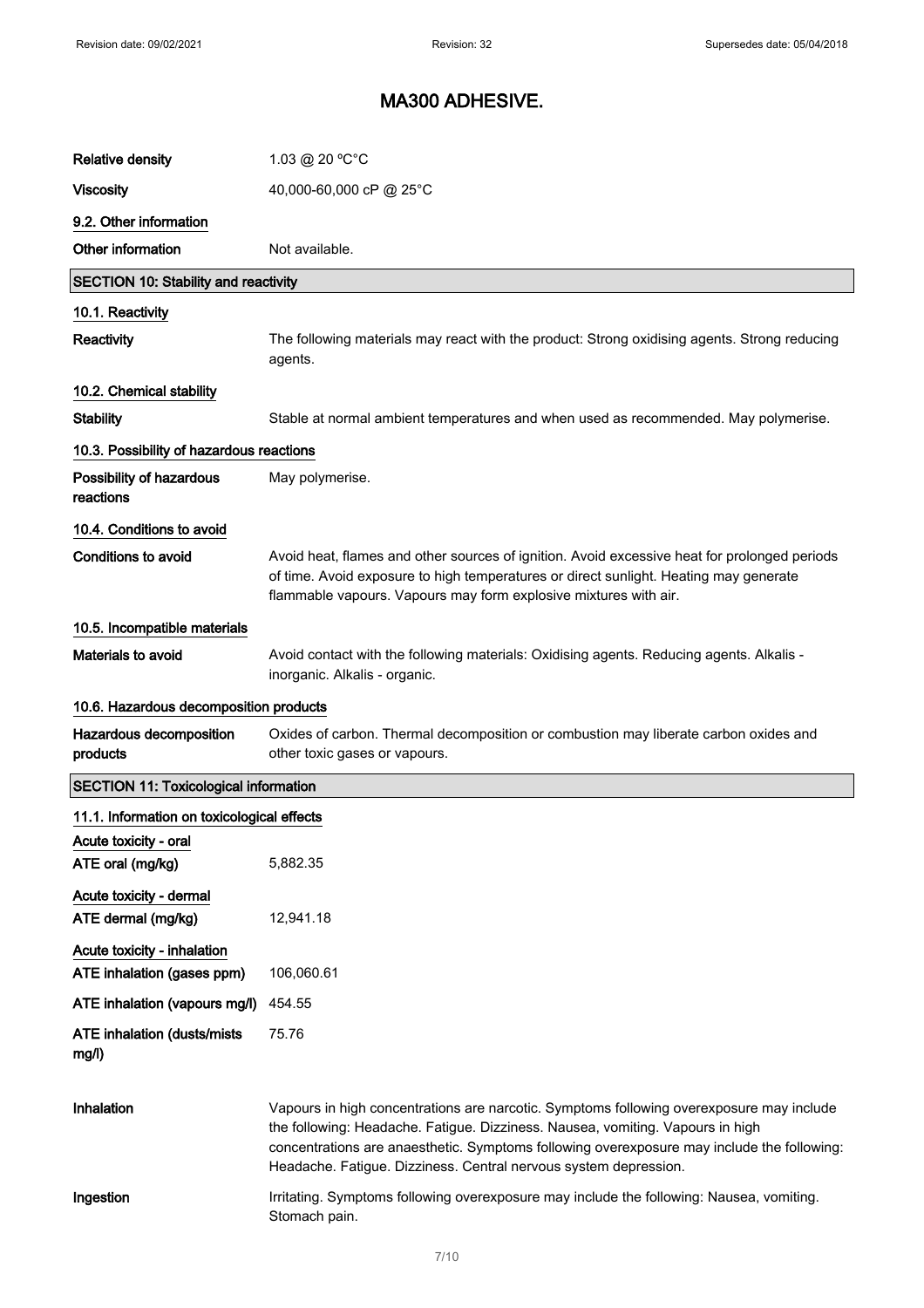# MA300 ADHESIVE.

| | |
|---|---|
| Relative density | 1.03 @ 20 °C°C |
| Viscosity | 40,000-60,000 cP @ 25°C |

### 9.2. Other information

| | |
|---|---|
| Other information | Not available. |

## SECTION 10: Stability and reactivity

### 10.1. Reactivity

| | |
|---|---|
| Reactivity | The following materials may react with the product: Strong oxidising agents. Strong reducing agents. |

### 10.2. Chemical stability

| | |
|---|---|
| Stability | Stable at normal ambient temperatures and when used as recommended. May polymerise. |

### 10.3. Possibility of hazardous reactions

| | |
|---|---|
| Possibility of hazardous reactions | May polymerise. |

### 10.4. Conditions to avoid

| | |
|---|---|
| Conditions to avoid | Avoid heat, flames and other sources of ignition. Avoid excessive heat for prolonged periods of time. Avoid exposure to high temperatures or direct sunlight. Heating may generate flammable vapours. Vapours may form explosive mixtures with air. |

### 10.5. Incompatible materials

| | |
|---|---|
| Materials to avoid | Avoid contact with the following materials: Oxidising agents. Reducing agents. Alkalis - inorganic. Alkalis - organic. |

### 10.6. Hazardous decomposition products

| | |
|---|---|
| Hazardous decomposition products | Oxides of carbon. Thermal decomposition or combustion may liberate carbon oxides and other toxic gases or vapours. |

## SECTION 11: Toxicological information

### 11.1. Information on toxicological effects

**Acute toxicity - oral**

| | |
|---|---|
| ATE oral (mg/kg) | 5,882.35 |

**Acute toxicity - dermal**

| | |
|---|---|
| ATE dermal (mg/kg) | 12,941.18 |

**Acute toxicity - inhalation**

| | |
|---|---|
| ATE inhalation (gases ppm) | 106,060.61 |
| ATE inhalation (vapours mg/l) | 454.55 |
| ATE inhalation (dusts/mists mg/l) | 75.76 |

| | |
|---|---|
| Inhalation | Vapours in high concentrations are narcotic. Symptoms following overexposure may include the following: Headache. Fatigue. Dizziness. Nausea, vomiting. Vapours in high concentrations are anaesthetic. Symptoms following overexposure may include the following: Headache. Fatigue. Dizziness. Central nervous system depression. |
| Ingestion | Irritating. Symptoms following overexposure may include the following: Nausea, vomiting. Stomach pain. |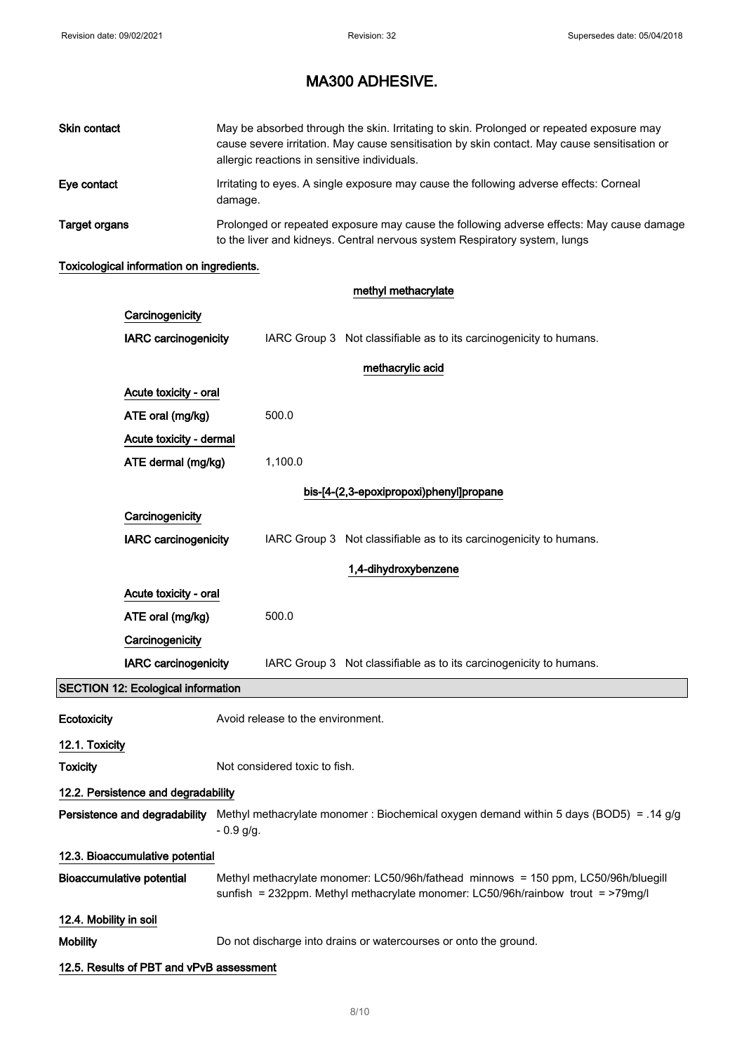# MA300 ADHESIVE.

**Skin contact** May be absorbed through the skin. Irritating to skin. Prolonged or repeated exposure may cause severe irritation. May cause sensitisation by skin contact. May cause sensitisation or allergic reactions in sensitive individuals.

**Eye contact** Irritating to eyes. A single exposure may cause the following adverse effects: Corneal damage.

**Target organs** Prolonged or repeated exposure may cause the following adverse effects: May cause damage to the liver and kidneys. Central nervous system Respiratory system, lungs

**Toxicological information on ingredients.**

**methyl methacrylate**

**Carcinogenicity**

**IARC carcinogenicity** IARC Group 3 Not classifiable as to its carcinogenicity to humans.

**methacrylic acid**

**Acute toxicity - oral**

**ATE oral (mg/kg)** 500.0

**Acute toxicity - dermal**

**ATE dermal (mg/kg)** 1,100.0

**bis-[4-(2,3-epoxipropoxi)phenyl]propane**

**Carcinogenicity**

**IARC carcinogenicity** IARC Group 3 Not classifiable as to its carcinogenicity to humans.

**1,4-dihydroxybenzene**

**Acute toxicity - oral**

**ATE oral (mg/kg)** 500.0

**Carcinogenicity**

**IARC carcinogenicity** IARC Group 3 Not classifiable as to its carcinogenicity to humans.

## SECTION 12: Ecological information

**Ecotoxicity** Avoid release to the environment.

### 12.1. Toxicity

**Toxicity** Not considered toxic to fish.

### 12.2. Persistence and degradability

**Persistence and degradability** Methyl methacrylate monomer : Biochemical oxygen demand within 5 days (BOD5) = .14 g/g - 0.9 g/g.

### 12.3. Bioaccumulative potential

**Bioaccumulative potential** Methyl methacrylate monomer: LC50/96h/fathead minnows = 150 ppm, LC50/96h/bluegill sunfish = 232ppm. Methyl methacrylate monomer: LC50/96h/rainbow trout = >79mg/l

### 12.4. Mobility in soil

**Mobility** Do not discharge into drains or watercourses or onto the ground.

### 12.5. Results of PBT and vPvB assessment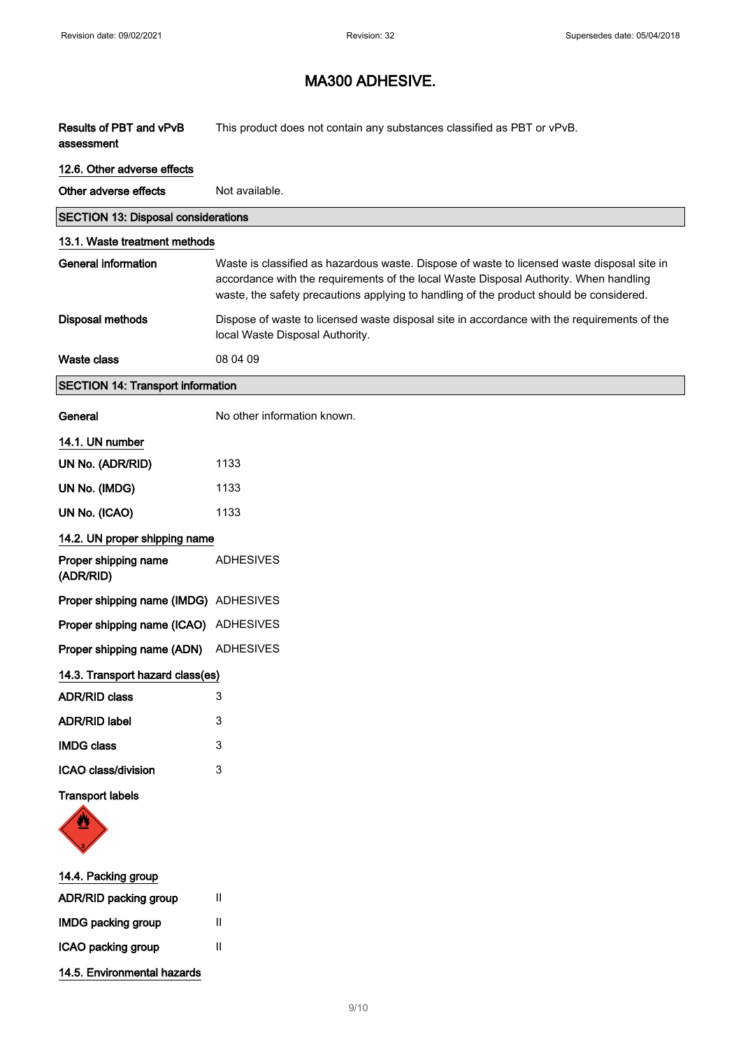# MA300 ADHESIVE.

| | |
|---|---|
| **Results of PBT and vPvB assessment** | This product does not contain any substances classified as PBT or vPvB. |

### 12.6. Other adverse effects

| | |
|---|---|
| **Other adverse effects** | Not available. |

## SECTION 13: Disposal considerations

### 13.1. Waste treatment methods

| | |
|---|---|
| **General information** | Waste is classified as hazardous waste. Dispose of waste to licensed waste disposal site in accordance with the requirements of the local Waste Disposal Authority. When handling waste, the safety precautions applying to handling of the product should be considered. |
| **Disposal methods** | Dispose of waste to licensed waste disposal site in accordance with the requirements of the local Waste Disposal Authority. |
| **Waste class** | 08 04 09 |

## SECTION 14: Transport information

| | |
|---|---|
| **General** | No other information known. |

### 14.1. UN number

| | |
|---|---|
| **UN No. (ADR/RID)** | 1133 |
| **UN No. (IMDG)** | 1133 |
| **UN No. (ICAO)** | 1133 |

### 14.2. UN proper shipping name

| | |
|---|---|
| **Proper shipping name (ADR/RID)** | ADHESIVES |
| **Proper shipping name (IMDG)** | ADHESIVES |
| **Proper shipping name (ICAO)** | ADHESIVES |
| **Proper shipping name (ADN)** | ADHESIVES |

### 14.3. Transport hazard class(es)

| | |
|---|---|
| **ADR/RID class** | 3 |
| **ADR/RID label** | 3 |
| **IMDG class** | 3 |
| **ICAO class/division** | 3 |

**Transport labels**

### 14.4. Packing group

| | |
|---|---|
| **ADR/RID packing group** | II |
| **IMDG packing group** | II |
| **ICAO packing group** | II |

### 14.5. Environmental hazards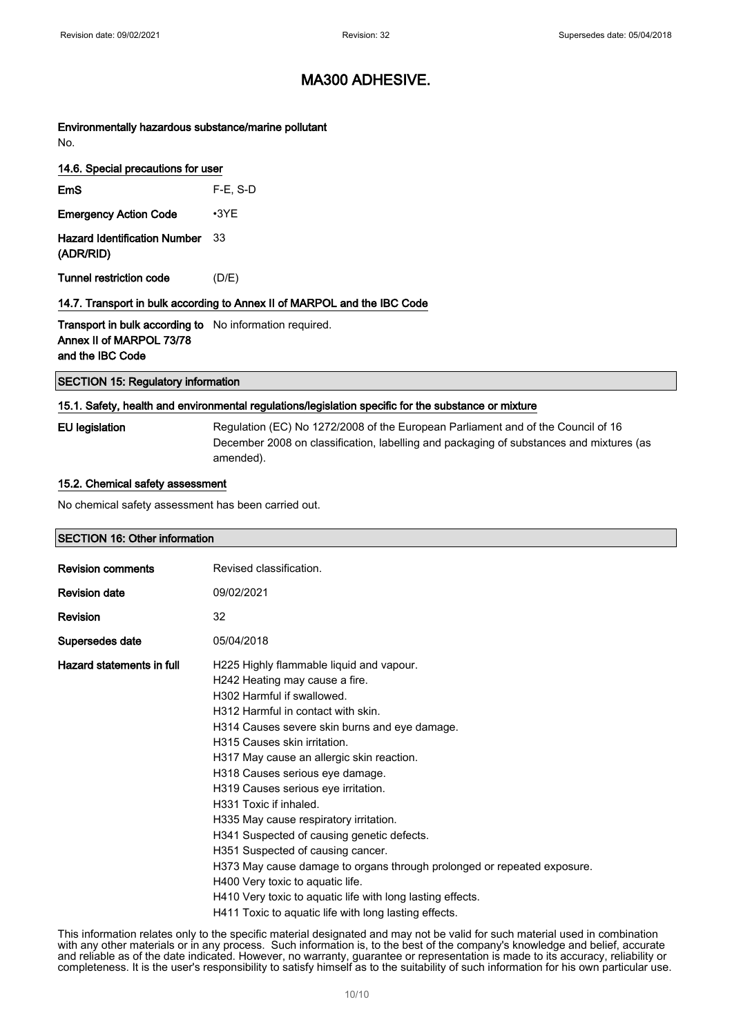# MA300 ADHESIVE.

**Environmentally hazardous substance/marine pollutant**

No.

**14.6. Special precautions for user**

| | |
|---|---|
| **EmS** | F-E, S-D |
| **Emergency Action Code** | •3YE |
| **Hazard Identification Number (ADR/RID)** | 33 |
| **Tunnel restriction code** | (D/E) |

**14.7. Transport in bulk according to Annex II of MARPOL and the IBC Code**

| | |
|---|---|
| **Transport in bulk according to Annex II of MARPOL 73/78 and the IBC Code** | No information required. |

## SECTION 15: Regulatory information

**15.1. Safety, health and environmental regulations/legislation specific for the substance or mixture**

| | |
|---|---|
| **EU legislation** | Regulation (EC) No 1272/2008 of the European Parliament and of the Council of 16 December 2008 on classification, labelling and packaging of substances and mixtures (as amended). |

**15.2. Chemical safety assessment**

No chemical safety assessment has been carried out.

## SECTION 16: Other information

| | |
|---|---|
| **Revision comments** | Revised classification. |
| **Revision date** | 09/02/2021 |
| **Revision** | 32 |
| **Supersedes date** | 05/04/2018 |
| **Hazard statements in full** | H225 Highly flammable liquid and vapour.<br>H242 Heating may cause a fire.<br>H302 Harmful if swallowed.<br>H312 Harmful in contact with skin.<br>H314 Causes severe skin burns and eye damage.<br>H315 Causes skin irritation.<br>H317 May cause an allergic skin reaction.<br>H318 Causes serious eye damage.<br>H319 Causes serious eye irritation.<br>H331 Toxic if inhaled.<br>H335 May cause respiratory irritation.<br>H341 Suspected of causing genetic defects.<br>H351 Suspected of causing cancer.<br>H373 May cause damage to organs through prolonged or repeated exposure.<br>H400 Very toxic to aquatic life.<br>H410 Very toxic to aquatic life with long lasting effects.<br>H411 Toxic to aquatic life with long lasting effects. |

This information relates only to the specific material designated and may not be valid for such material used in combination with any other materials or in any process. Such information is, to the best of the company's knowledge and belief, accurate and reliable as of the date indicated. However, no warranty, guarantee or representation is made to its accuracy, reliability or completeness. It is the user's responsibility to satisfy himself as to the suitability of such information for his own particular use.